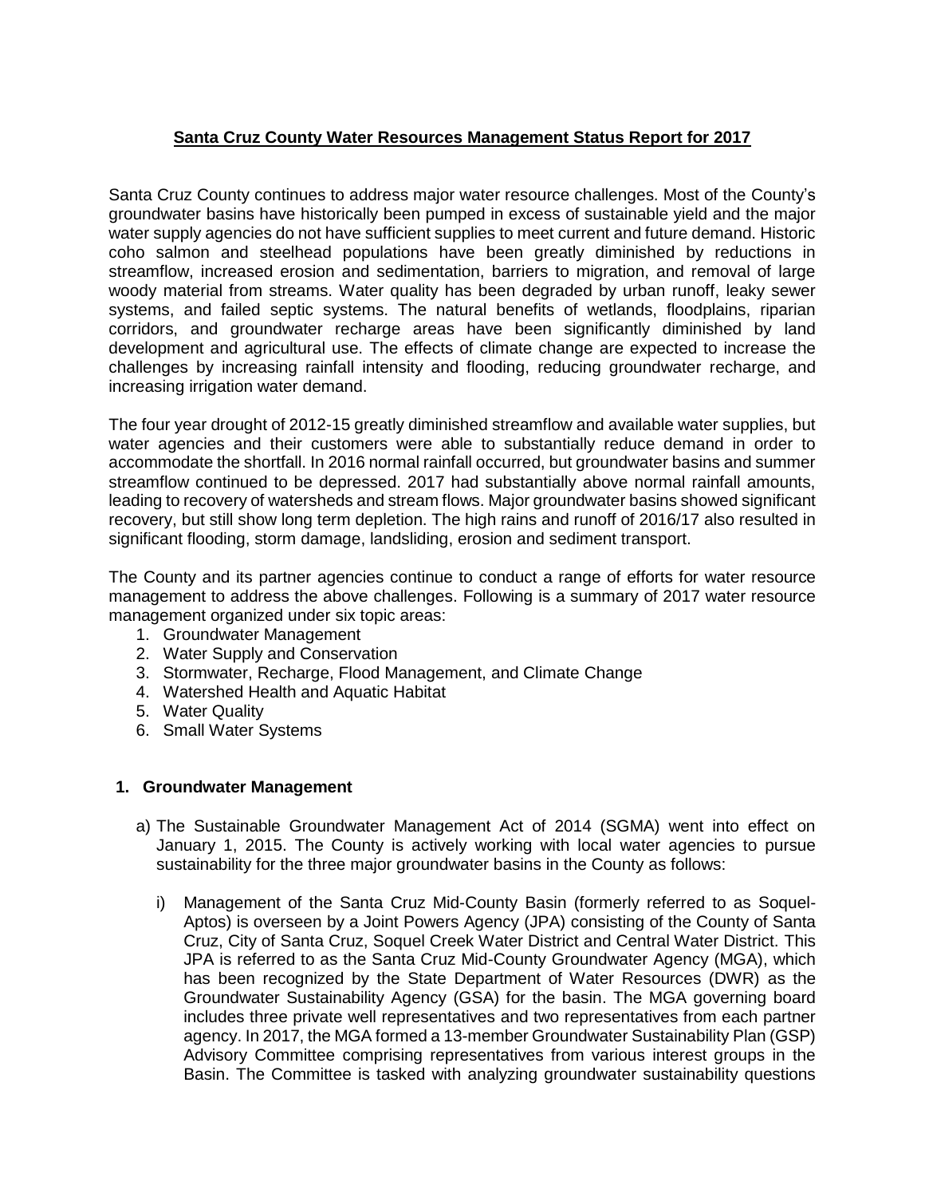# Santa Cruz County Water Resources Management Status Report for 2017

Santa Cruz County continues to address major water resource challenges. Most of the County's groundwater basins have historically been pumped in excess of sustainable yield and the major water supply agencies do not have sufficient supplies to meet current and future demand. Historic coho salmon and steelhead populations have been greatly diminished by reductions in streamflow, increased erosion and sedimentation, barriers to migration, and removal of large woody material from streams. Water quality has been degraded by urban runoff, leaky sewer systems, and failed septic systems. The natural benefits of wetlands, floodplains, riparian corridors, and groundwater recharge areas have been significantly diminished by land development and agricultural use. The effects of climate change are expected to increase the challenges by increasing rainfall intensity and flooding, reducing groundwater recharge, and increasing irrigation water demand.

The four year drought of 2012-15 greatly diminished streamflow and available water supplies, but water agencies and their customers were able to substantially reduce demand in order to accommodate the shortfall. In 2016 normal rainfall occurred, but groundwater basins and summer streamflow continued to be depressed. 2017 had substantially above normal rainfall amounts, leading to recovery of watersheds and stream flows. Major groundwater basins showed significant recovery, but still show long term depletion. The high rains and runoff of 2016/17 also resulted in significant flooding, storm damage, landsliding, erosion and sediment transport.

The County and its partner agencies continue to conduct a range of efforts for water resource management to address the above challenges. Following is a summary of 2017 water resource management organized under six topic areas:

1. Groundwater Management
2. Water Supply and Conservation
3. Stormwater, Recharge, Flood Management, and Climate Change
4. Watershed Health and Aquatic Habitat
5. Water Quality
6. Small Water Systems

## 1. Groundwater Management

a) The Sustainable Groundwater Management Act of 2014 (SGMA) went into effect on January 1, 2015. The County is actively working with local water agencies to pursue sustainability for the three major groundwater basins in the County as follows:

   i) Management of the Santa Cruz Mid-County Basin (formerly referred to as Soquel-Aptos) is overseen by a Joint Powers Agency (JPA) consisting of the County of Santa Cruz, City of Santa Cruz, Soquel Creek Water District and Central Water District. This JPA is referred to as the Santa Cruz Mid-County Groundwater Agency (MGA), which has been recognized by the State Department of Water Resources (DWR) as the Groundwater Sustainability Agency (GSA) for the basin. The MGA governing board includes three private well representatives and two representatives from each partner agency. In 2017, the MGA formed a 13-member Groundwater Sustainability Plan (GSP) Advisory Committee comprising representatives from various interest groups in the Basin. The Committee is tasked with analyzing groundwater sustainability questions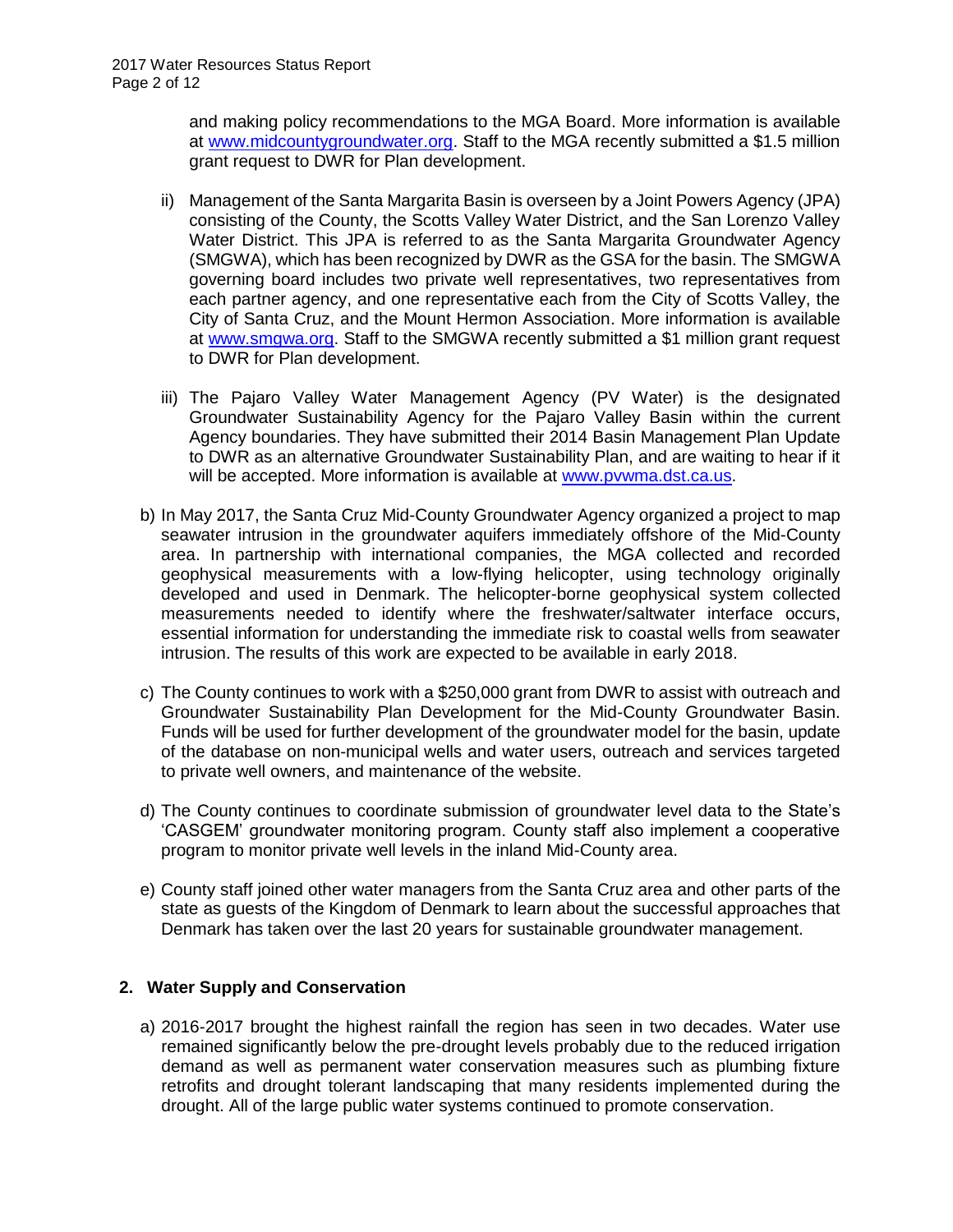and making policy recommendations to the MGA Board. More information is available at www.midcountygroundwater.org. Staff to the MGA recently submitted a $1.5 million grant request to DWR for Plan development.

ii) Management of the Santa Margarita Basin is overseen by a Joint Powers Agency (JPA) consisting of the County, the Scotts Valley Water District, and the San Lorenzo Valley Water District. This JPA is referred to as the Santa Margarita Groundwater Agency (SMGWA), which has been recognized by DWR as the GSA for the basin. The SMGWA governing board includes two private well representatives, two representatives from each partner agency, and one representative each from the City of Scotts Valley, the City of Santa Cruz, and the Mount Hermon Association. More information is available at www.smgwa.org. Staff to the SMGWA recently submitted a $1 million grant request to DWR for Plan development.

iii) The Pajaro Valley Water Management Agency (PV Water) is the designated Groundwater Sustainability Agency for the Pajaro Valley Basin within the current Agency boundaries. They have submitted their 2014 Basin Management Plan Update to DWR as an alternative Groundwater Sustainability Plan, and are waiting to hear if it will be accepted. More information is available at www.pvwma.dst.ca.us.

b) In May 2017, the Santa Cruz Mid-County Groundwater Agency organized a project to map seawater intrusion in the groundwater aquifers immediately offshore of the Mid-County area. In partnership with international companies, the MGA collected and recorded geophysical measurements with a low-flying helicopter, using technology originally developed and used in Denmark. The helicopter-borne geophysical system collected measurements needed to identify where the freshwater/saltwater interface occurs, essential information for understanding the immediate risk to coastal wells from seawater intrusion. The results of this work are expected to be available in early 2018.

c) The County continues to work with a $250,000 grant from DWR to assist with outreach and Groundwater Sustainability Plan Development for the Mid-County Groundwater Basin. Funds will be used for further development of the groundwater model for the basin, update of the database on non-municipal wells and water users, outreach and services targeted to private well owners, and maintenance of the website.

d) The County continues to coordinate submission of groundwater level data to the State's 'CASGEM' groundwater monitoring program. County staff also implement a cooperative program to monitor private well levels in the inland Mid-County area.

e) County staff joined other water managers from the Santa Cruz area and other parts of the state as guests of the Kingdom of Denmark to learn about the successful approaches that Denmark has taken over the last 20 years for sustainable groundwater management.

## 2. Water Supply and Conservation

a) 2016-2017 brought the highest rainfall the region has seen in two decades. Water use remained significantly below the pre-drought levels probably due to the reduced irrigation demand as well as permanent water conservation measures such as plumbing fixture retrofits and drought tolerant landscaping that many residents implemented during the drought. All of the large public water systems continued to promote conservation.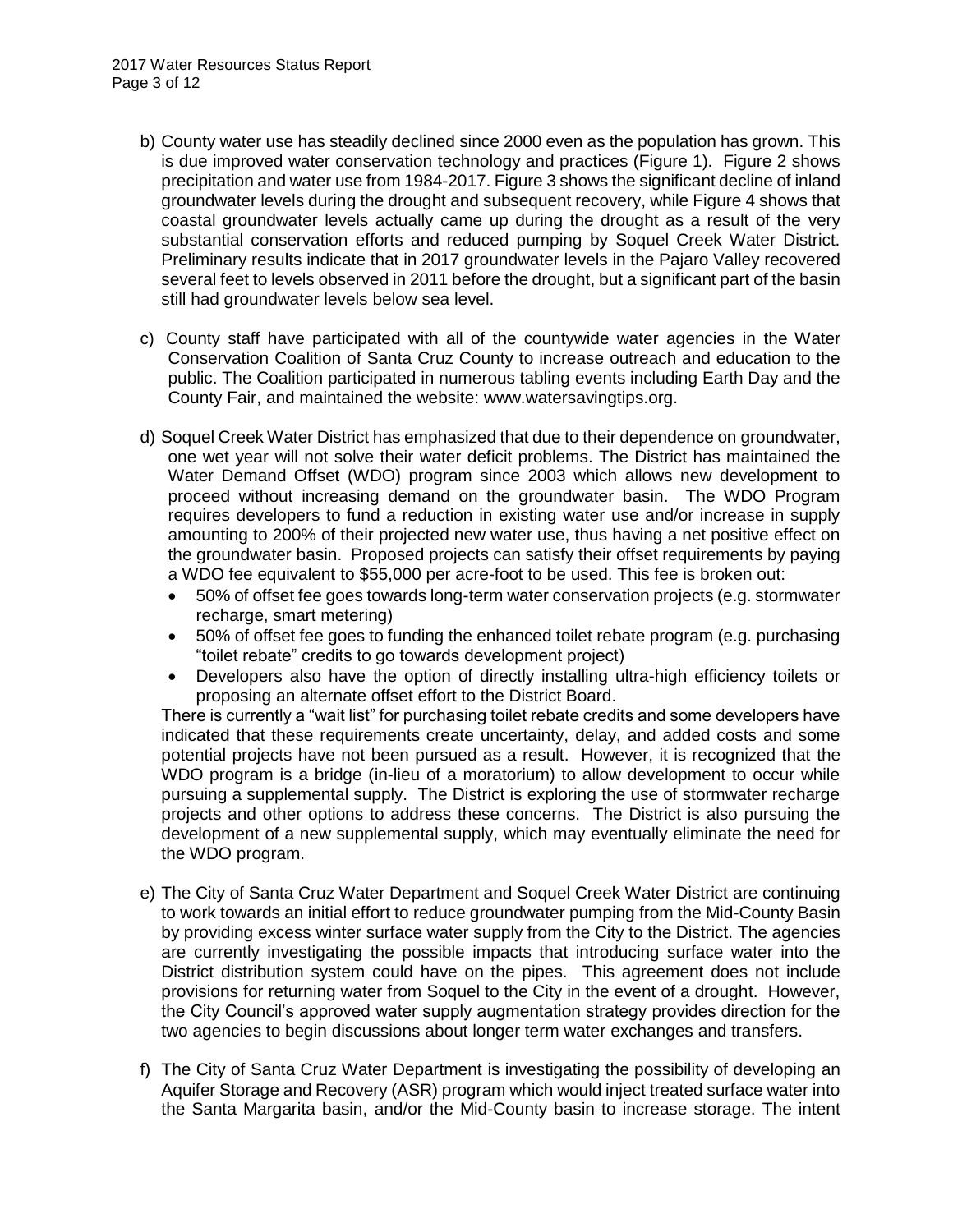b) County water use has steadily declined since 2000 even as the population has grown. This is due improved water conservation technology and practices (Figure 1). Figure 2 shows precipitation and water use from 1984-2017. Figure 3 shows the significant decline of inland groundwater levels during the drought and subsequent recovery, while Figure 4 shows that coastal groundwater levels actually came up during the drought as a result of the very substantial conservation efforts and reduced pumping by Soquel Creek Water District. Preliminary results indicate that in 2017 groundwater levels in the Pajaro Valley recovered several feet to levels observed in 2011 before the drought, but a significant part of the basin still had groundwater levels below sea level.

c) County staff have participated with all of the countywide water agencies in the Water Conservation Coalition of Santa Cruz County to increase outreach and education to the public. The Coalition participated in numerous tabling events including Earth Day and the County Fair, and maintained the website: www.watersavingtips.org.

d) Soquel Creek Water District has emphasized that due to their dependence on groundwater, one wet year will not solve their water deficit problems. The District has maintained the Water Demand Offset (WDO) program since 2003 which allows new development to proceed without increasing demand on the groundwater basin. The WDO Program requires developers to fund a reduction in existing water use and/or increase in supply amounting to 200% of their projected new water use, thus having a net positive effect on the groundwater basin. Proposed projects can satisfy their offset requirements by paying a WDO fee equivalent to $55,000 per acre-foot to be used. This fee is broken out:

- 50% of offset fee goes towards long-term water conservation projects (e.g. stormwater recharge, smart metering)
- 50% of offset fee goes to funding the enhanced toilet rebate program (e.g. purchasing "toilet rebate" credits to go towards development project)
- Developers also have the option of directly installing ultra-high efficiency toilets or proposing an alternate offset effort to the District Board.

There is currently a "wait list" for purchasing toilet rebate credits and some developers have indicated that these requirements create uncertainty, delay, and added costs and some potential projects have not been pursued as a result. However, it is recognized that the WDO program is a bridge (in-lieu of a moratorium) to allow development to occur while pursuing a supplemental supply. The District is exploring the use of stormwater recharge projects and other options to address these concerns. The District is also pursuing the development of a new supplemental supply, which may eventually eliminate the need for the WDO program.

e) The City of Santa Cruz Water Department and Soquel Creek Water District are continuing to work towards an initial effort to reduce groundwater pumping from the Mid-County Basin by providing excess winter surface water supply from the City to the District. The agencies are currently investigating the possible impacts that introducing surface water into the District distribution system could have on the pipes. This agreement does not include provisions for returning water from Soquel to the City in the event of a drought. However, the City Council's approved water supply augmentation strategy provides direction for the two agencies to begin discussions about longer term water exchanges and transfers.

f) The City of Santa Cruz Water Department is investigating the possibility of developing an Aquifer Storage and Recovery (ASR) program which would inject treated surface water into the Santa Margarita basin, and/or the Mid-County basin to increase storage. The intent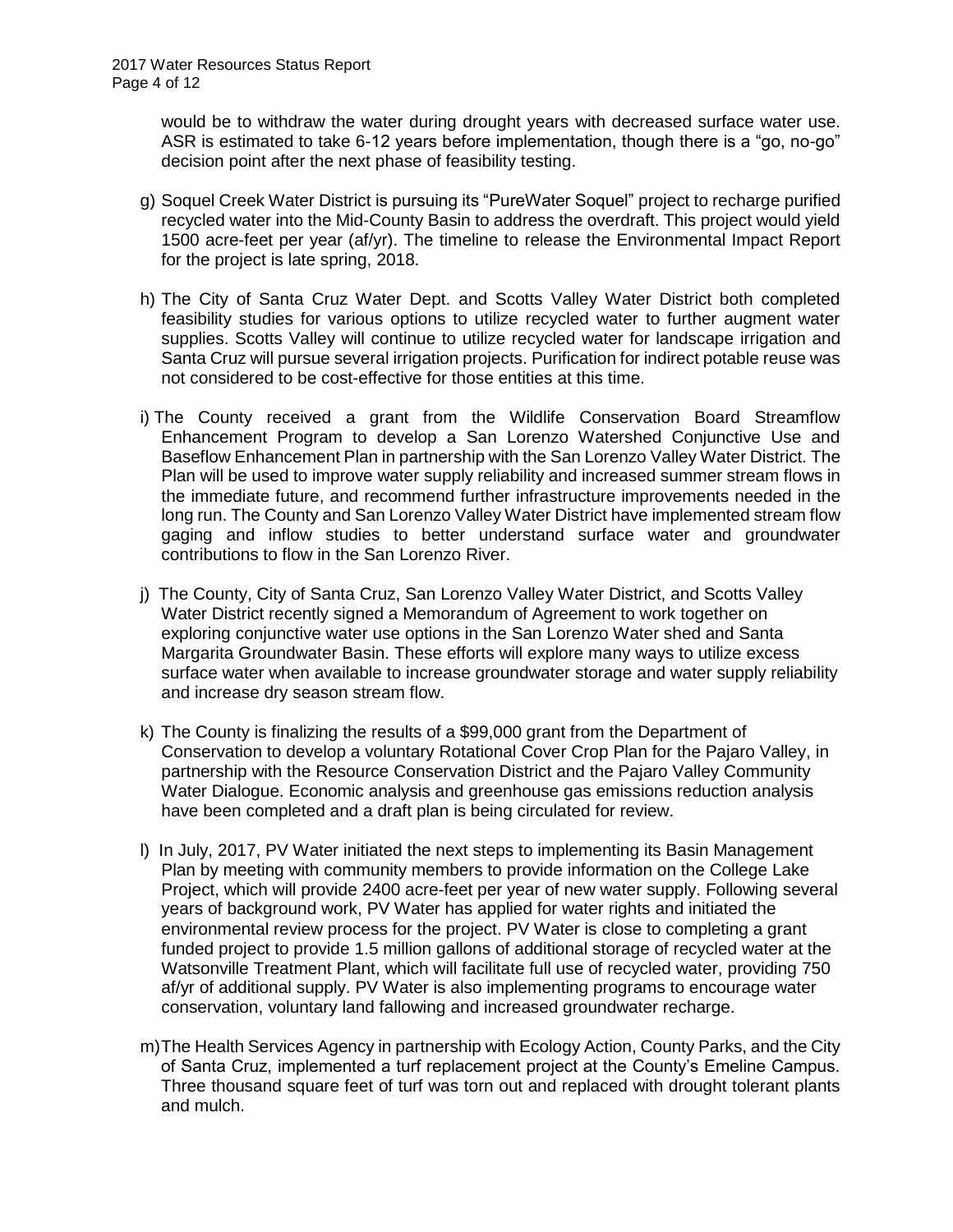would be to withdraw the water during drought years with decreased surface water use. ASR is estimated to take 6-12 years before implementation, though there is a "go, no-go" decision point after the next phase of feasibility testing.

g) Soquel Creek Water District is pursuing its "PureWater Soquel" project to recharge purified recycled water into the Mid-County Basin to address the overdraft. This project would yield 1500 acre-feet per year (af/yr). The timeline to release the Environmental Impact Report for the project is late spring, 2018.

h) The City of Santa Cruz Water Dept. and Scotts Valley Water District both completed feasibility studies for various options to utilize recycled water to further augment water supplies. Scotts Valley will continue to utilize recycled water for landscape irrigation and Santa Cruz will pursue several irrigation projects. Purification for indirect potable reuse was not considered to be cost-effective for those entities at this time.

i) The County received a grant from the Wildlife Conservation Board Streamflow Enhancement Program to develop a San Lorenzo Watershed Conjunctive Use and Baseflow Enhancement Plan in partnership with the San Lorenzo Valley Water District. The Plan will be used to improve water supply reliability and increased summer stream flows in the immediate future, and recommend further infrastructure improvements needed in the long run. The County and San Lorenzo Valley Water District have implemented stream flow gaging and inflow studies to better understand surface water and groundwater contributions to flow in the San Lorenzo River.

j) The County, City of Santa Cruz, San Lorenzo Valley Water District, and Scotts Valley Water District recently signed a Memorandum of Agreement to work together on exploring conjunctive water use options in the San Lorenzo Water shed and Santa Margarita Groundwater Basin. These efforts will explore many ways to utilize excess surface water when available to increase groundwater storage and water supply reliability and increase dry season stream flow.

k) The County is finalizing the results of a $99,000 grant from the Department of Conservation to develop a voluntary Rotational Cover Crop Plan for the Pajaro Valley, in partnership with the Resource Conservation District and the Pajaro Valley Community Water Dialogue. Economic analysis and greenhouse gas emissions reduction analysis have been completed and a draft plan is being circulated for review.

l) In July, 2017, PV Water initiated the next steps to implementing its Basin Management Plan by meeting with community members to provide information on the College Lake Project, which will provide 2400 acre-feet per year of new water supply. Following several years of background work, PV Water has applied for water rights and initiated the environmental review process for the project. PV Water is close to completing a grant funded project to provide 1.5 million gallons of additional storage of recycled water at the Watsonville Treatment Plant, which will facilitate full use of recycled water, providing 750 af/yr of additional supply. PV Water is also implementing programs to encourage water conservation, voluntary land fallowing and increased groundwater recharge.

m) The Health Services Agency in partnership with Ecology Action, County Parks, and the City of Santa Cruz, implemented a turf replacement project at the County's Emeline Campus. Three thousand square feet of turf was torn out and replaced with drought tolerant plants and mulch.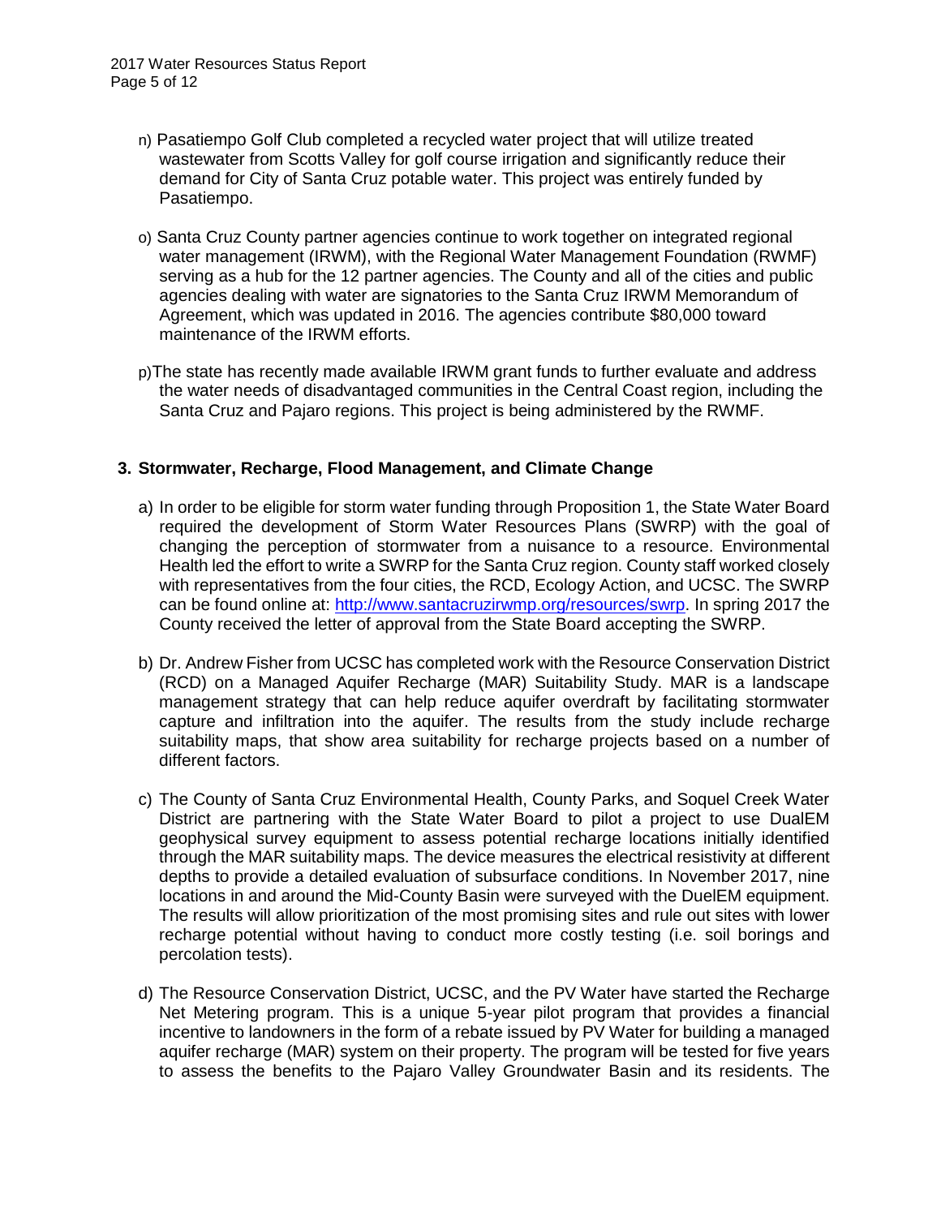n) Pasatiempo Golf Club completed a recycled water project that will utilize treated wastewater from Scotts Valley for golf course irrigation and significantly reduce their demand for City of Santa Cruz potable water. This project was entirely funded by Pasatiempo.

o) Santa Cruz County partner agencies continue to work together on integrated regional water management (IRWM), with the Regional Water Management Foundation (RWMF) serving as a hub for the 12 partner agencies. The County and all of the cities and public agencies dealing with water are signatories to the Santa Cruz IRWM Memorandum of Agreement, which was updated in 2016. The agencies contribute $80,000 toward maintenance of the IRWM efforts.

p) The state has recently made available IRWM grant funds to further evaluate and address the water needs of disadvantaged communities in the Central Coast region, including the Santa Cruz and Pajaro regions. This project is being administered by the RWMF.

## 3. Stormwater, Recharge, Flood Management, and Climate Change

a) In order to be eligible for storm water funding through Proposition 1, the State Water Board required the development of Storm Water Resources Plans (SWRP) with the goal of changing the perception of stormwater from a nuisance to a resource. Environmental Health led the effort to write a SWRP for the Santa Cruz region. County staff worked closely with representatives from the four cities, the RCD, Ecology Action, and UCSC. The SWRP can be found online at: [http://www.santacruzirwmp.org/resources/swrp](http://www.santacruzirwmp.org/resources/swrp). In spring 2017 the County received the letter of approval from the State Board accepting the SWRP.

b) Dr. Andrew Fisher from UCSC has completed work with the Resource Conservation District (RCD) on a Managed Aquifer Recharge (MAR) Suitability Study. MAR is a landscape management strategy that can help reduce aquifer overdraft by facilitating stormwater capture and infiltration into the aquifer. The results from the study include recharge suitability maps, that show area suitability for recharge projects based on a number of different factors.

c) The County of Santa Cruz Environmental Health, County Parks, and Soquel Creek Water District are partnering with the State Water Board to pilot a project to use DualEM geophysical survey equipment to assess potential recharge locations initially identified through the MAR suitability maps. The device measures the electrical resistivity at different depths to provide a detailed evaluation of subsurface conditions. In November 2017, nine locations in and around the Mid-County Basin were surveyed with the DuelEM equipment. The results will allow prioritization of the most promising sites and rule out sites with lower recharge potential without having to conduct more costly testing (i.e. soil borings and percolation tests).

d) The Resource Conservation District, UCSC, and the PV Water have started the Recharge Net Metering program. This is a unique 5-year pilot program that provides a financial incentive to landowners in the form of a rebate issued by PV Water for building a managed aquifer recharge (MAR) system on their property. The program will be tested for five years to assess the benefits to the Pajaro Valley Groundwater Basin and its residents. The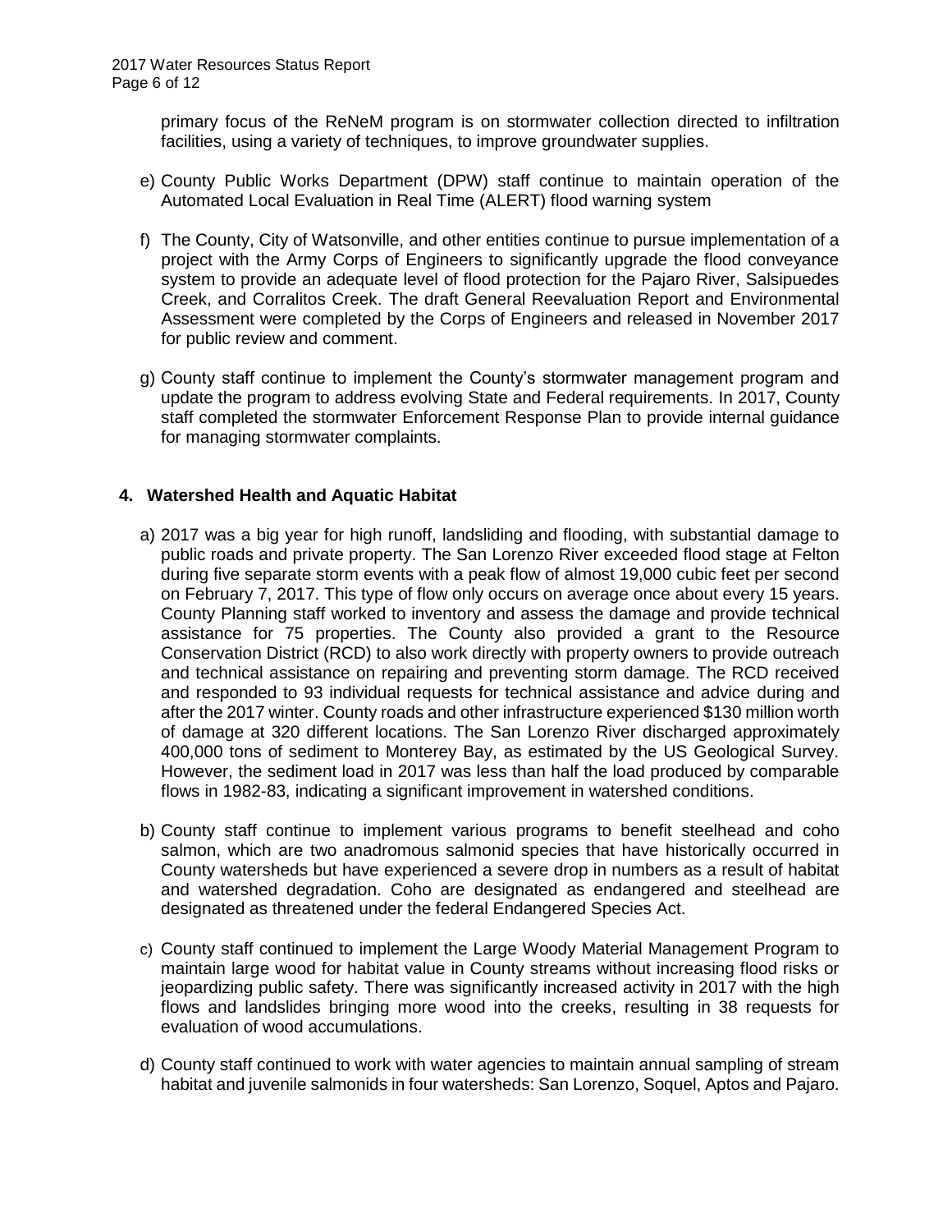primary focus of the ReNeM program is on stormwater collection directed to infiltration facilities, using a variety of techniques, to improve groundwater supplies.

e) County Public Works Department (DPW) staff continue to maintain operation of the Automated Local Evaluation in Real Time (ALERT) flood warning system

f) The County, City of Watsonville, and other entities continue to pursue implementation of a project with the Army Corps of Engineers to significantly upgrade the flood conveyance system to provide an adequate level of flood protection for the Pajaro River, Salsipuedes Creek, and Corralitos Creek. The draft General Reevaluation Report and Environmental Assessment were completed by the Corps of Engineers and released in November 2017 for public review and comment.

g) County staff continue to implement the County's stormwater management program and update the program to address evolving State and Federal requirements. In 2017, County staff completed the stormwater Enforcement Response Plan to provide internal guidance for managing stormwater complaints.

## 4. Watershed Health and Aquatic Habitat

a) 2017 was a big year for high runoff, landsliding and flooding, with substantial damage to public roads and private property. The San Lorenzo River exceeded flood stage at Felton during five separate storm events with a peak flow of almost 19,000 cubic feet per second on February 7, 2017. This type of flow only occurs on average once about every 15 years. County Planning staff worked to inventory and assess the damage and provide technical assistance for 75 properties. The County also provided a grant to the Resource Conservation District (RCD) to also work directly with property owners to provide outreach and technical assistance on repairing and preventing storm damage. The RCD received and responded to 93 individual requests for technical assistance and advice during and after the 2017 winter. County roads and other infrastructure experienced $130 million worth of damage at 320 different locations. The San Lorenzo River discharged approximately 400,000 tons of sediment to Monterey Bay, as estimated by the US Geological Survey. However, the sediment load in 2017 was less than half the load produced by comparable flows in 1982-83, indicating a significant improvement in watershed conditions.

b) County staff continue to implement various programs to benefit steelhead and coho salmon, which are two anadromous salmonid species that have historically occurred in County watersheds but have experienced a severe drop in numbers as a result of habitat and watershed degradation. Coho are designated as endangered and steelhead are designated as threatened under the federal Endangered Species Act.

c) County staff continued to implement the Large Woody Material Management Program to maintain large wood for habitat value in County streams without increasing flood risks or jeopardizing public safety. There was significantly increased activity in 2017 with the high flows and landslides bringing more wood into the creeks, resulting in 38 requests for evaluation of wood accumulations.

d) County staff continued to work with water agencies to maintain annual sampling of stream habitat and juvenile salmonids in four watersheds: San Lorenzo, Soquel, Aptos and Pajaro.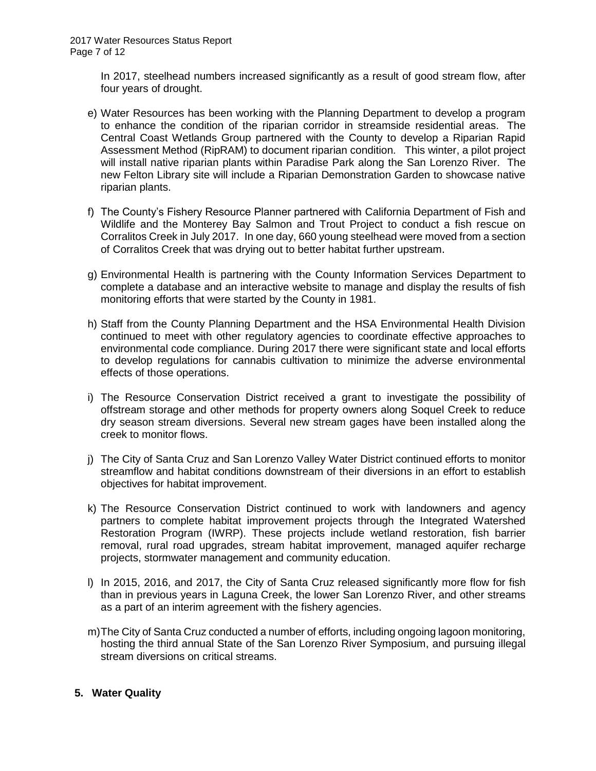In 2017, steelhead numbers increased significantly as a result of good stream flow, after four years of drought.

e) Water Resources has been working with the Planning Department to develop a program to enhance the condition of the riparian corridor in streamside residential areas. The Central Coast Wetlands Group partnered with the County to develop a Riparian Rapid Assessment Method (RipRAM) to document riparian condition. This winter, a pilot project will install native riparian plants within Paradise Park along the San Lorenzo River. The new Felton Library site will include a Riparian Demonstration Garden to showcase native riparian plants.

f) The County's Fishery Resource Planner partnered with California Department of Fish and Wildlife and the Monterey Bay Salmon and Trout Project to conduct a fish rescue on Corralitos Creek in July 2017. In one day, 660 young steelhead were moved from a section of Corralitos Creek that was drying out to better habitat further upstream.

g) Environmental Health is partnering with the County Information Services Department to complete a database and an interactive website to manage and display the results of fish monitoring efforts that were started by the County in 1981.

h) Staff from the County Planning Department and the HSA Environmental Health Division continued to meet with other regulatory agencies to coordinate effective approaches to environmental code compliance. During 2017 there were significant state and local efforts to develop regulations for cannabis cultivation to minimize the adverse environmental effects of those operations.

i) The Resource Conservation District received a grant to investigate the possibility of offstream storage and other methods for property owners along Soquel Creek to reduce dry season stream diversions. Several new stream gages have been installed along the creek to monitor flows.

j) The City of Santa Cruz and San Lorenzo Valley Water District continued efforts to monitor streamflow and habitat conditions downstream of their diversions in an effort to establish objectives for habitat improvement.

k) The Resource Conservation District continued to work with landowners and agency partners to complete habitat improvement projects through the Integrated Watershed Restoration Program (IWRP). These projects include wetland restoration, fish barrier removal, rural road upgrades, stream habitat improvement, managed aquifer recharge projects, stormwater management and community education.

l) In 2015, 2016, and 2017, the City of Santa Cruz released significantly more flow for fish than in previous years in Laguna Creek, the lower San Lorenzo River, and other streams as a part of an interim agreement with the fishery agencies.

m) The City of Santa Cruz conducted a number of efforts, including ongoing lagoon monitoring, hosting the third annual State of the San Lorenzo River Symposium, and pursuing illegal stream diversions on critical streams.

## 5. Water Quality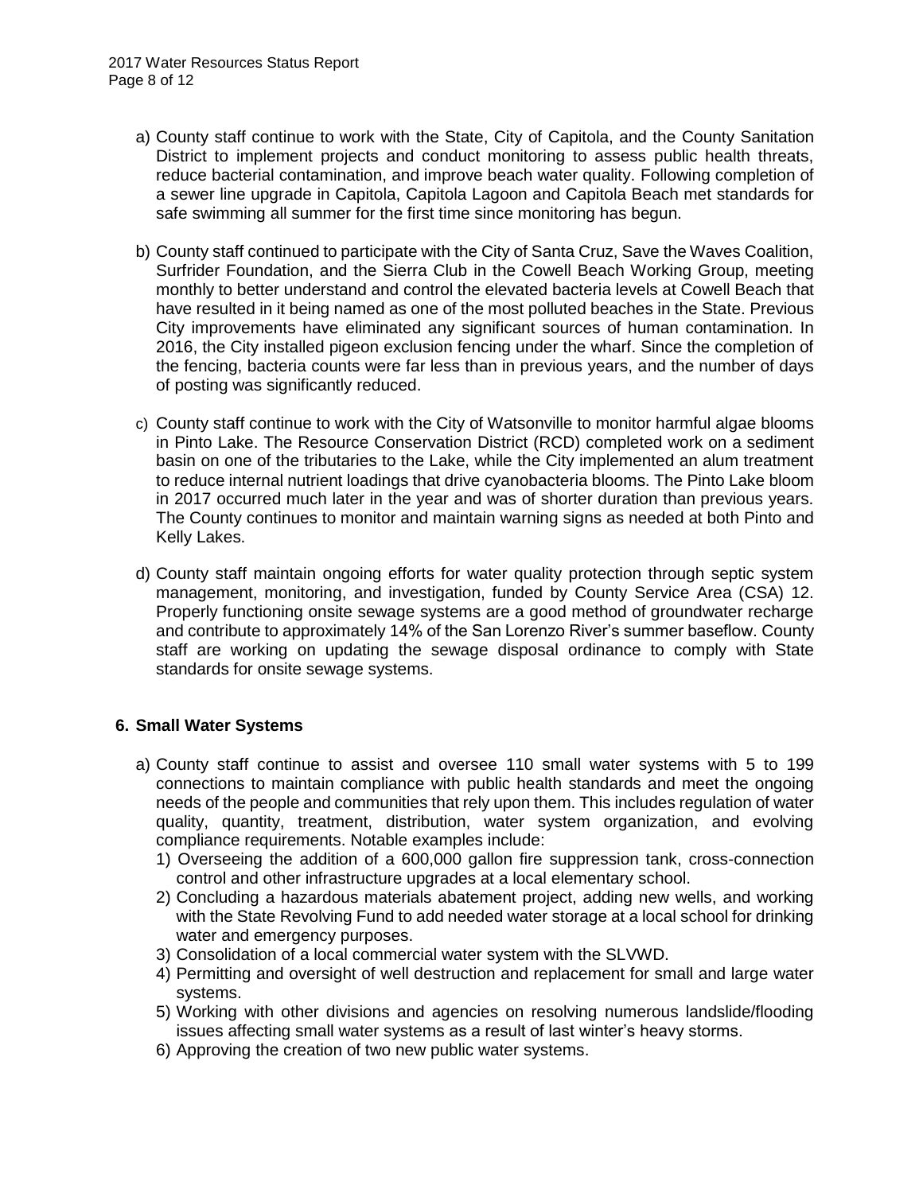a) County staff continue to work with the State, City of Capitola, and the County Sanitation District to implement projects and conduct monitoring to assess public health threats, reduce bacterial contamination, and improve beach water quality. Following completion of a sewer line upgrade in Capitola, Capitola Lagoon and Capitola Beach met standards for safe swimming all summer for the first time since monitoring has begun.

b) County staff continued to participate with the City of Santa Cruz, Save the Waves Coalition, Surfrider Foundation, and the Sierra Club in the Cowell Beach Working Group, meeting monthly to better understand and control the elevated bacteria levels at Cowell Beach that have resulted in it being named as one of the most polluted beaches in the State. Previous City improvements have eliminated any significant sources of human contamination. In 2016, the City installed pigeon exclusion fencing under the wharf. Since the completion of the fencing, bacteria counts were far less than in previous years, and the number of days of posting was significantly reduced.

c) County staff continue to work with the City of Watsonville to monitor harmful algae blooms in Pinto Lake. The Resource Conservation District (RCD) completed work on a sediment basin on one of the tributaries to the Lake, while the City implemented an alum treatment to reduce internal nutrient loadings that drive cyanobacteria blooms. The Pinto Lake bloom in 2017 occurred much later in the year and was of shorter duration than previous years. The County continues to monitor and maintain warning signs as needed at both Pinto and Kelly Lakes.

d) County staff maintain ongoing efforts for water quality protection through septic system management, monitoring, and investigation, funded by County Service Area (CSA) 12. Properly functioning onsite sewage systems are a good method of groundwater recharge and contribute to approximately 14% of the San Lorenzo River's summer baseflow. County staff are working on updating the sewage disposal ordinance to comply with State standards for onsite sewage systems.

## 6. Small Water Systems

a) County staff continue to assist and oversee 110 small water systems with 5 to 199 connections to maintain compliance with public health standards and meet the ongoing needs of the people and communities that rely upon them. This includes regulation of water quality, quantity, treatment, distribution, water system organization, and evolving compliance requirements. Notable examples include:
   1) Overseeing the addition of a 600,000 gallon fire suppression tank, cross-connection control and other infrastructure upgrades at a local elementary school.
   2) Concluding a hazardous materials abatement project, adding new wells, and working with the State Revolving Fund to add needed water storage at a local school for drinking water and emergency purposes.
   3) Consolidation of a local commercial water system with the SLVWD.
   4) Permitting and oversight of well destruction and replacement for small and large water systems.
   5) Working with other divisions and agencies on resolving numerous landslide/flooding issues affecting small water systems as a result of last winter's heavy storms.
   6) Approving the creation of two new public water systems.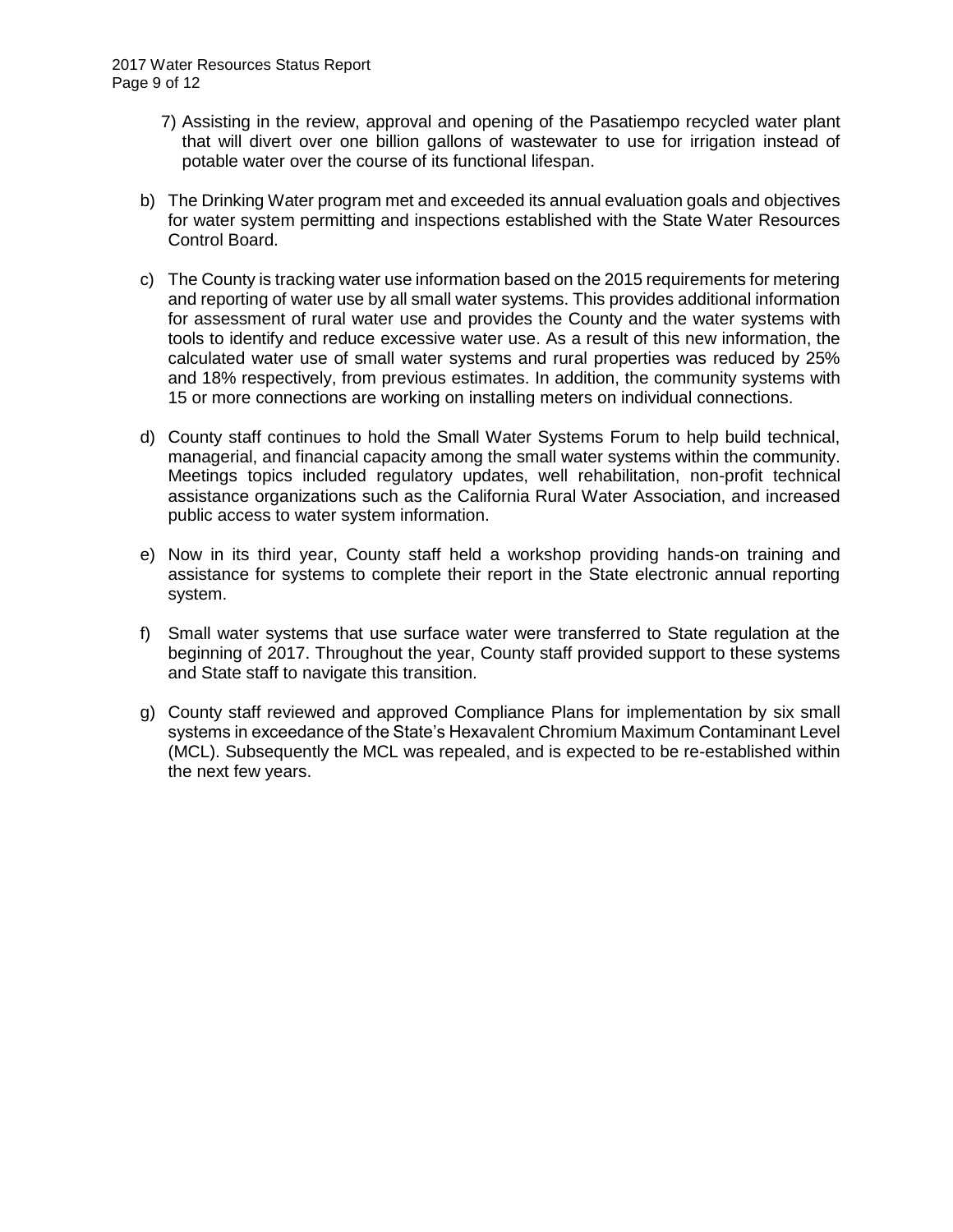7) Assisting in the review, approval and opening of the Pasatiempo recycled water plant that will divert over one billion gallons of wastewater to use for irrigation instead of potable water over the course of its functional lifespan.

b) The Drinking Water program met and exceeded its annual evaluation goals and objectives for water system permitting and inspections established with the State Water Resources Control Board.

c) The County is tracking water use information based on the 2015 requirements for metering and reporting of water use by all small water systems. This provides additional information for assessment of rural water use and provides the County and the water systems with tools to identify and reduce excessive water use. As a result of this new information, the calculated water use of small water systems and rural properties was reduced by 25% and 18% respectively, from previous estimates. In addition, the community systems with 15 or more connections are working on installing meters on individual connections.

d) County staff continues to hold the Small Water Systems Forum to help build technical, managerial, and financial capacity among the small water systems within the community. Meetings topics included regulatory updates, well rehabilitation, non-profit technical assistance organizations such as the California Rural Water Association, and increased public access to water system information.

e) Now in its third year, County staff held a workshop providing hands-on training and assistance for systems to complete their report in the State electronic annual reporting system.

f) Small water systems that use surface water were transferred to State regulation at the beginning of 2017. Throughout the year, County staff provided support to these systems and State staff to navigate this transition.

g) County staff reviewed and approved Compliance Plans for implementation by six small systems in exceedance of the State's Hexavalent Chromium Maximum Contaminant Level (MCL). Subsequently the MCL was repealed, and is expected to be re-established within the next few years.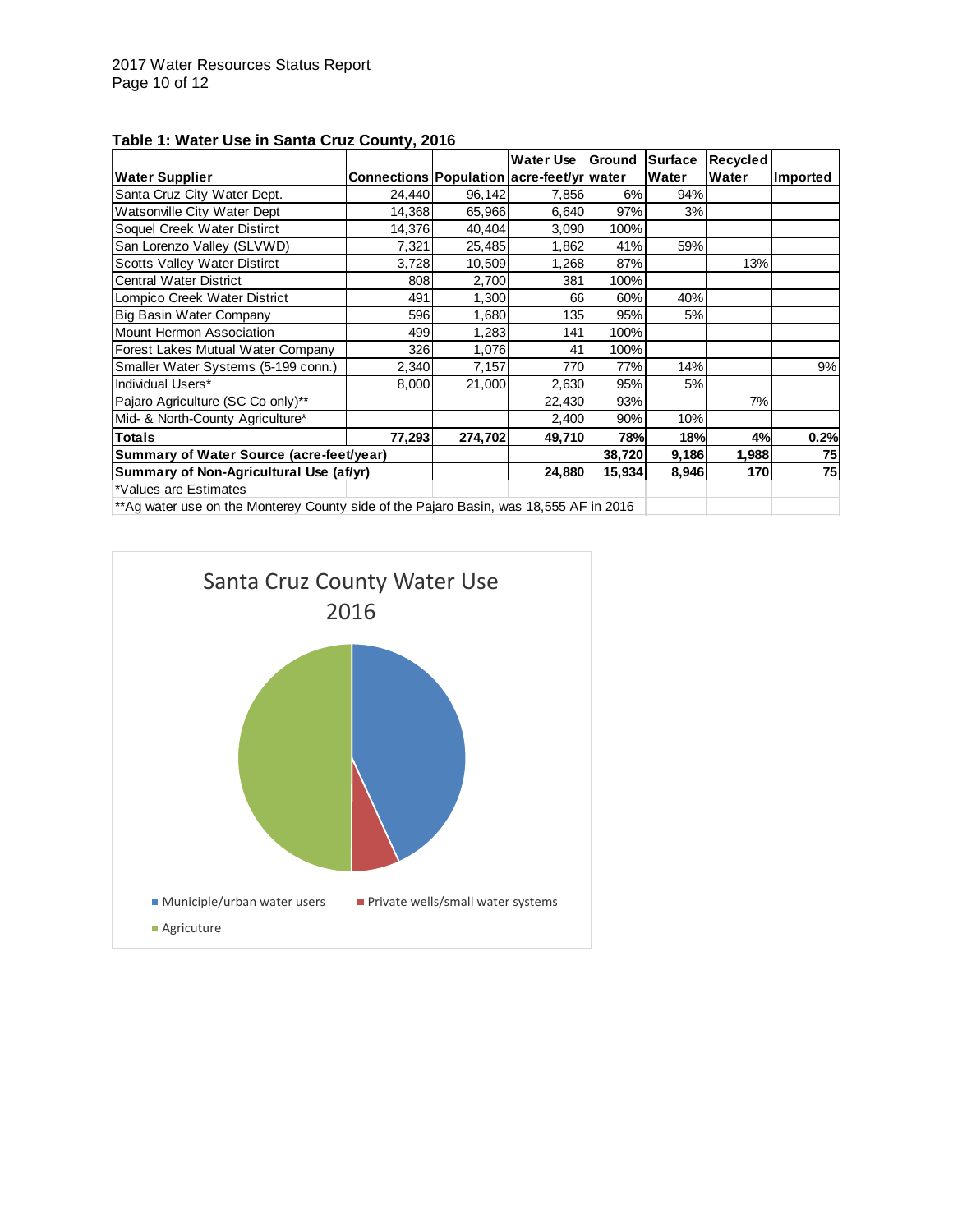**Table 1: Water Use in Santa Cruz County, 2016**

| Water Supplier | Connections | Population | Water Use acre-feet/yr | Ground water | Surface Water | Recycled Water | Imported |
|---|---|---|---|---|---|---|---|
| Santa Cruz City Water Dept. | 24,440 | 96,142 | 7,856 | 6% | 94% | | |
| Watsonville City Water Dept | 14,368 | 65,966 | 6,640 | 97% | 3% | | |
| Soquel Creek Water Disitrct | 14,376 | 40,404 | 3,090 | 100% | | | |
| San Lorenzo Valley (SLVWD) | 7,321 | 25,485 | 1,862 | 41% | 59% | | |
| Scotts Valley Water Disitrct | 3,728 | 10,509 | 1,268 | 87% | | 13% | |
| Central Water District | 808 | 2,700 | 381 | 100% | | | |
| Lompico Creek Water District | 491 | 1,300 | 66 | 60% | 40% | | |
| Big Basin Water Company | 596 | 1,680 | 135 | 95% | 5% | | |
| Mount Hermon Association | 499 | 1,283 | 141 | 100% | | | |
| Forest Lakes Mutual Water Company | 326 | 1,076 | 41 | 100% | | | |
| Smaller Water Systems (5-199 conn.) | 2,340 | 7,157 | 770 | 77% | 14% | | 9% |
| Individual Users* | 8,000 | 21,000 | 2,630 | 95% | 5% | | |
| Pajaro Agriculture (SC Co only)** | | | 22,430 | 93% | | 7% | |
| Mid- & North-County Agriculture* | | | 2,400 | 90% | 10% | | |
| **Totals** | **77,293** | **274,702** | **49,710** | **78%** | **18%** | **4%** | **0.2%** |
| **Summary of Water Source (acre-feet/year)** | | | | **38,720** | **9,186** | **1,988** | **75** |
| **Summary of Non-Agricultural Use (af/yr)** | | | **24,880** | **15,934** | **8,946** | **170** | **75** |

*Values are Estimates

**Ag water use on the Monterey County side of the Pajaro Basin, was 18,555 AF in 2016

Santa Cruz County Water Use 2016

■ Municiple/urban water users ■ Private wells/small water systems ■ Agricuture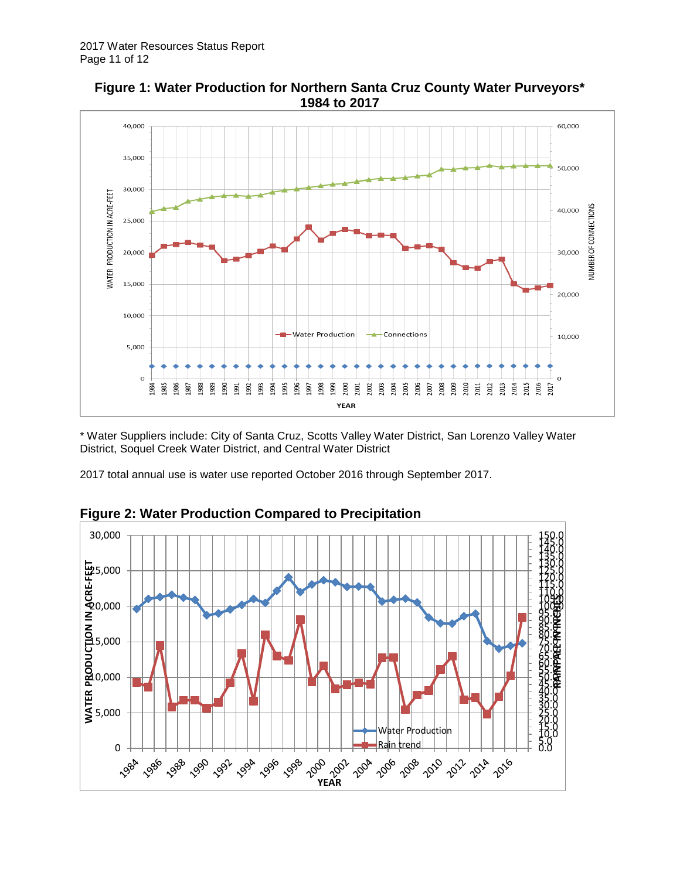**Figure 1: Water Production for Northern Santa Cruz County Water Purveyors* 1984 to 2017**

\* Water Suppliers include: City of Santa Cruz, Scotts Valley Water District, San Lorenzo Valley Water District, Soquel Creek Water District, and Central Water District

2017 total annual use is water use reported October 2016 through September 2017.

**Figure 2: Water Production Compared to Precipitation**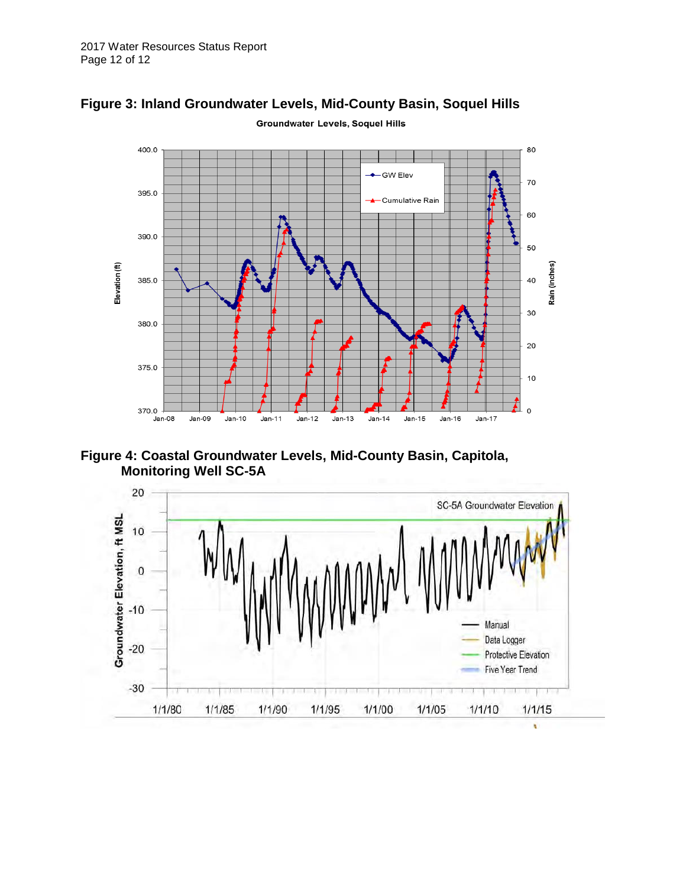**Figure 3: Inland Groundwater Levels, Mid-County Basin, Soquel Hills**

Groundwater Levels, Soquel Hills

GW Elev
Cumulative Rain

Elevation (ft)
Rain (inches)

400.0
395.0
390.0
385.0
380.0
375.0
370.0

80
70
60
50
40
30
20
10
0

Jan-08 Jan-09 Jan-10 Jan-11 Jan-12 Jan-13 Jan-14 Jan-15 Jan-16 Jan-17

**Figure 4: Coastal Groundwater Levels, Mid-County Basin, Capitola, Monitoring Well SC-5A**

SC-5A Groundwater Elevation

Groundwater Elevation, ft MSL

20
10
0
-10
-20
-30

Manual
Data Logger
Protective Elevation
Five Year Trend

1/1/80 1/1/85 1/1/90 1/1/95 1/1/00 1/1/05 1/1/10 1/1/15